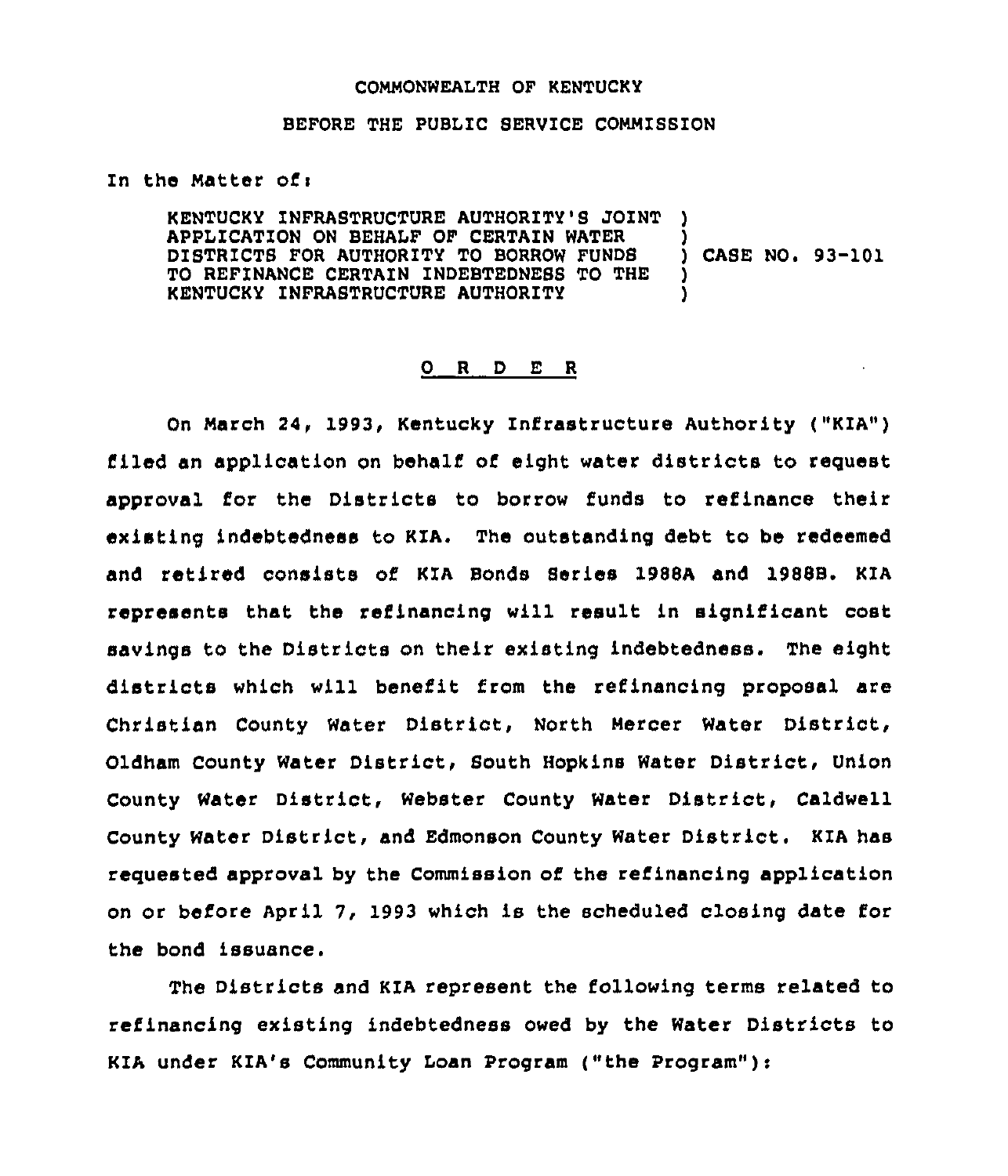COMMONWEALTH OF KENTUCKY

BEFORE THE PUBLIC SERVICE COMMISSION

In the Matter of:

KENTUCKY INFRASTRUCTURE AUTHORITY'S JOINT APPLICATION ON BEHALF OF CERTAIN WATER DISTRICTS FOR AUTHORITY TO BORROW FUNDS TO REFINANCE CERTAIN INDEBTEDNESS TO THE KENTUCKY INFRASTRUCTURE AUTHORITY ) CASE NO. 93-101

# O R D E R

On March 24, 1993, Kentucky Infrastructure Authority ("KIA") filed an application on behalf of eight water districts to request approval for the Districts to borrow funds to refinance their existing indebtedness to KIA. The outstanding debt to be redeemed and retired consists of KIA Bonds Series 1988A and 1988B. KIA represents that the refinancing will result in significant cost savings to the Districts on their existing indebtedness. The eight districts which will benefit from the refinancing proposal are Christian County Water District, North Mercer Water District, Oldham County Water District, South Hopkins Water District, Union County Water District, Webster County Water District, Caldwell County Water District, and Edmonson County Water District. KIA has requested approval by the Commission of the refinancing application on or before April 7, 1993 which is the scheduled closing date for the bond issuance.

The Districts and KIA represent the following terms related to refinancing existing indebtedness owed by the Water Districts to KIA under KIA's Community Loan Program ("the Program"):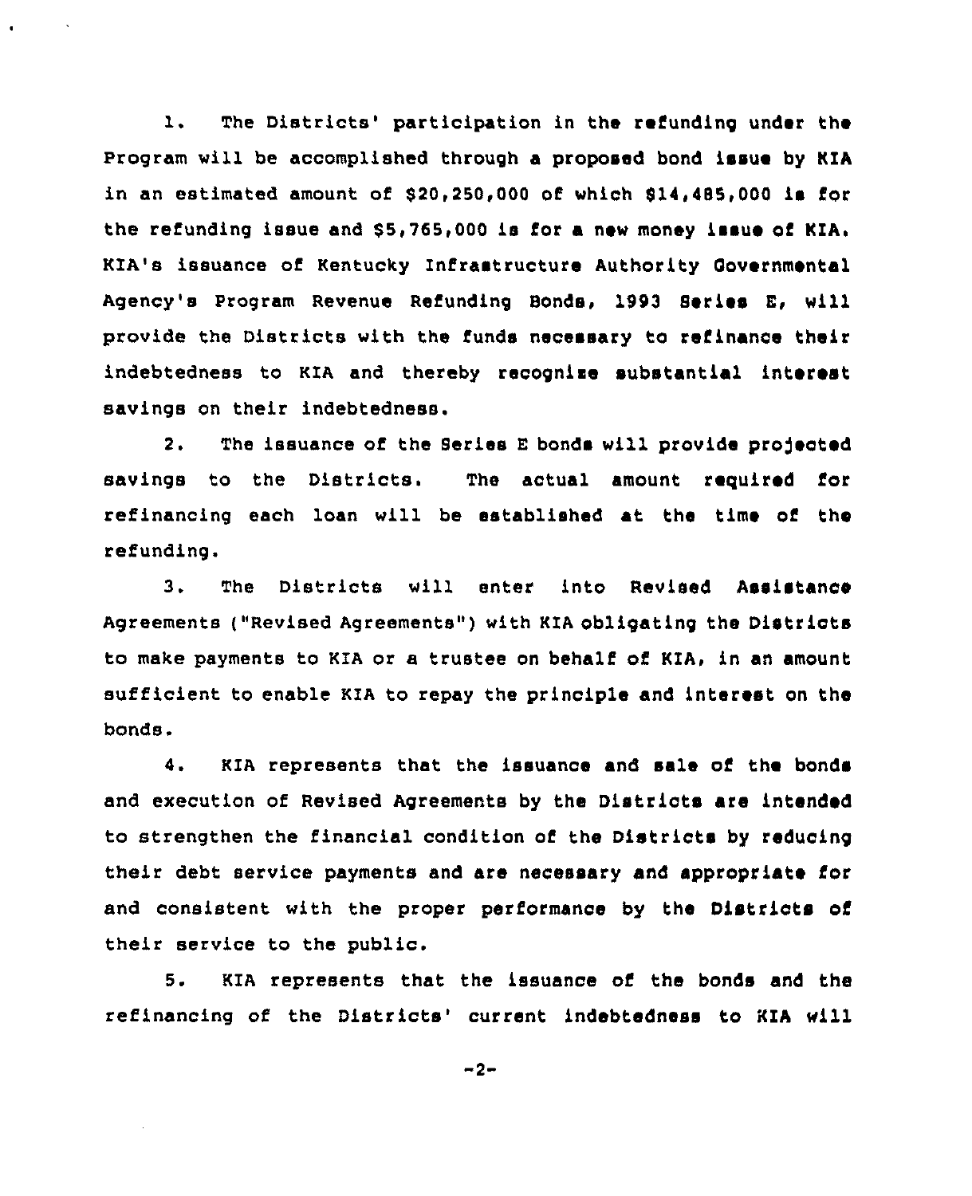1. The Districts' participation in the refunding under the Program will be accomplished through a proposed bond issue by KIA in an estimated amount of $20,250,000 of which $14,485,000 is for the refunding issue and $5,765,000 is for a new money issue of KIA. KIA's issuance of Kentucky Infrastructure Authority Governmental Agency's Program Revenue Refunding Bonds, 1993 Series E, will provide the Districts with the funds necessary to refinance their indebtedness to KIA and thereby recognize substantial interest savings on their indebtedness.

2. The issuance of the Series E bonds will provide projected savings to the Districts. The actual amount required for refinancing each loan will be established at the time of the refunding.

3. The Districts will enter into Revised Assistance Agreements ("Revised Agreements") with KIA obligating the Districts to make payments to KIA or a trustee on behalf of KIA, in an amount sufficient to enable KIA to repay the principle and interest on the bonds.

4. KIA represents that the issuance and sale of the bonds and execution of Revised Agreements by the Districts are intended to strengthen the financial condition of the Districts by reducing their debt service payments and are necessary and appropriate for and consistent with the proper performance by the Districts of their service to the public.

5. KIA represents that the issuance of the bonds and the refinancing of the Districts' current indebtedness to KIA will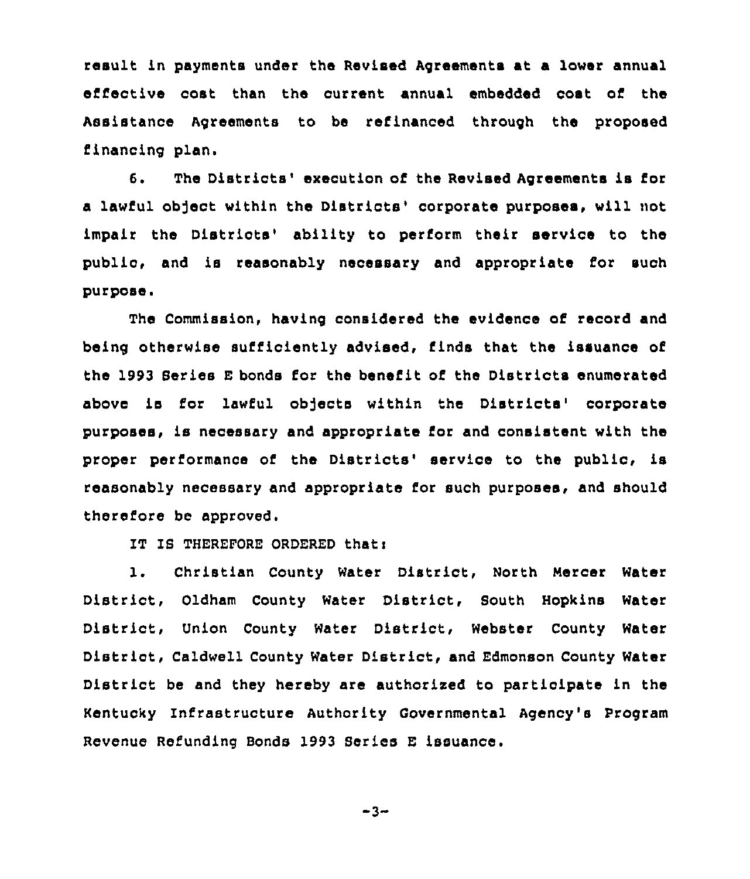result in payments under the Revised Agreements at a lower annual effective cost than the current annual embedded cost of the Assistance Agreements to be refinanced through the proposed financing plan.

6. The Districts' execution of the Revised Agreements is for a lawful object within the Districts' corporate purposes, will not impair the Districts' ability to perform their service to the public, and is reasonably necessary and appropriate for such purpose.

The Commission, having considered the evidence of record and being otherwise sufficiently advised, finds that the issuance of the 1993 Series E bonds for the benefit of the Districts enumerated above is for lawful objects within the Districts' corporate purposes, is necessary and appropriate for and consistent with the proper performance of the Districts' service to the public, is reasonably necessary and appropriate for such purposes, and should therefore be approved.

IT IS THEREFORE ORDERED that:

1. Christian County Water District, North Mercer Water District, Oldham County Water District, South Hopkins Water District, Union County Water District, Webster County Water District, Caldwell County Water District, and Edmonson County Water District be and they hereby are authorized to participate in the Kentucky Infrastructure Authority Governmental Agency's Program Revenue Refunding Bonds 1993 Series E issuance.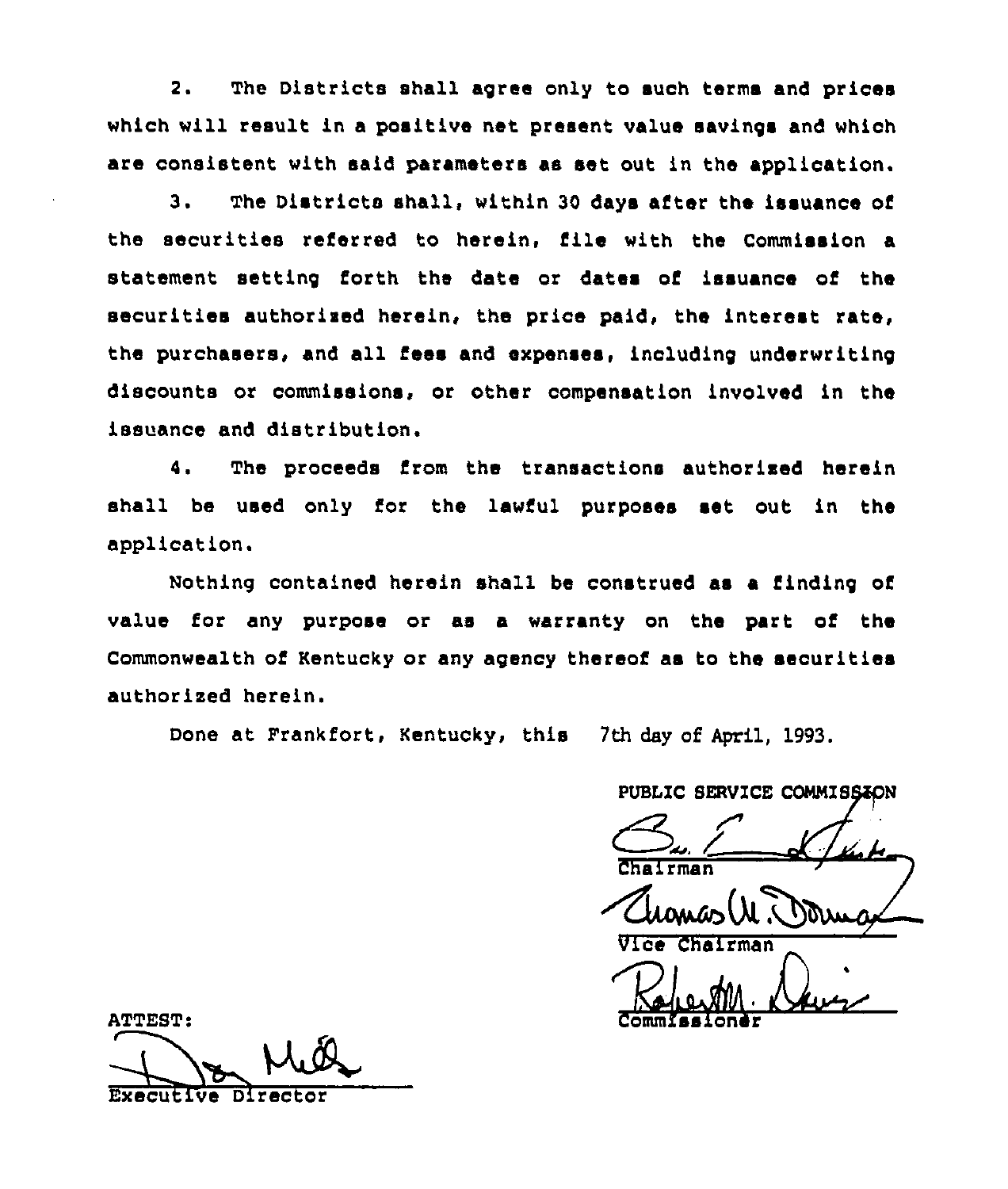2. The Districts shall agree only to such terms and prices which will result in a positive net present value savings and which are consistent with said parameters as set out in the application.

3. The Districts shall, within 30 days after the issuance of the securities referred to herein, file with the Commission a statement setting forth the date or dates of issuance of the securities authorized herein, the price paid, the interest rate, the purchasers, and all fees and expenses, including underwriting discounts or commissions, or other compensation involved in the issuance and distribution.

4. The proceeds from the transactions authorized herein shall be used only for the lawful purposes set out in the application.

Nothing contained herein shall be construed as a finding of value for any purpose or as a warranty on the part of the Commonwealth of Kentucky or any agency thereof as to the securities authorized herein.

Done at Frankfort, Kentucky, this 7th day of April, 1993.

PUBLIC SERVICE COMMISSION

Chairman

Vice Chairman

Commissioner

ATTEST:

Executive Director